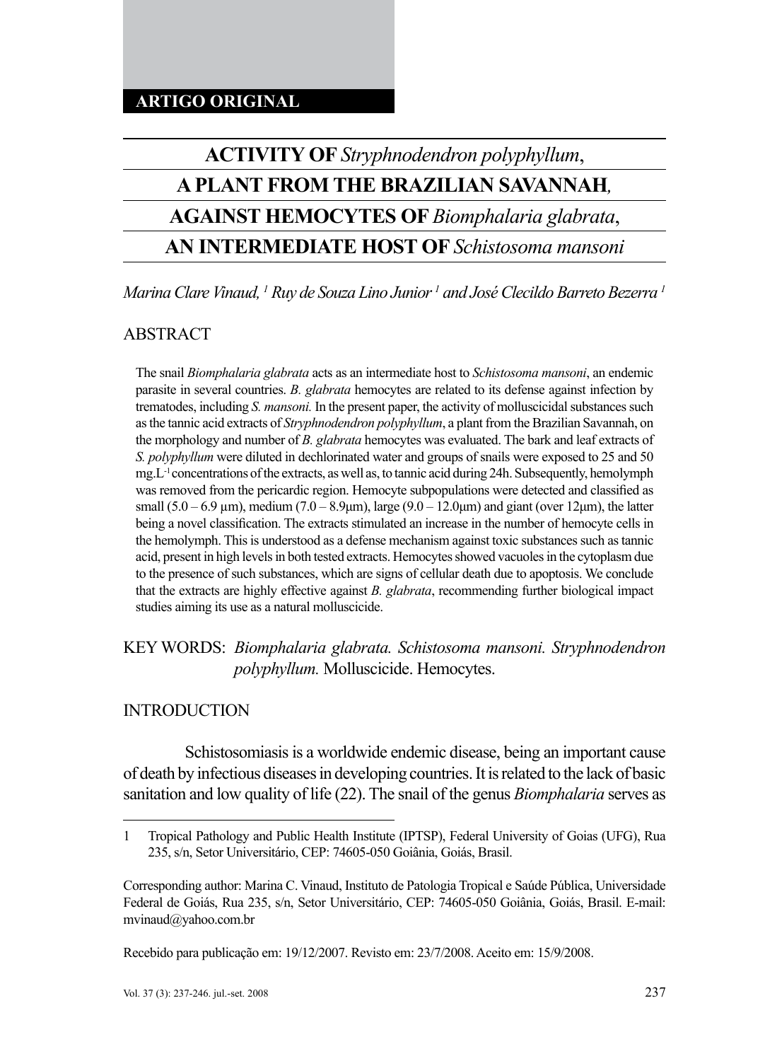**ARTIGO ORIGINAL**

# ACTIVITY OF *Stryphnodendron polyphyllum*, A PLANT FROM THE BRAZILIAN SAVANNAH, AGAINST HEMOCYTES OF *Biomphalaria glabrata*, AN INTERMEDIATE HOST OF *Schistosoma mansoni*

*Marina Clare Vinaud,* [1] *Ruy de Souza Lino Junior* [1] *and José Clecildo Barreto Bezerra* [1]

## ABSTRACT

The snail *Biomphalaria glabrata* acts as an intermediate host to *Schistosoma mansoni*, an endemic parasite in several countries. *B. glabrata* hemocytes are related to its defense against infection by trematodes, including *S. mansoni.* In the present paper, the activity of molluscicidal substances such as the tannic acid extracts of *Stryphnodendron polyphyllum*, a plant from the Brazilian Savannah, on the morphology and number of *B. glabrata* hemocytes was evaluated. The bark and leaf extracts of *S. polyphyllum* were diluted in dechlorinated water and groups of snails were exposed to 25 and 50 $mg.L^{-1}$ concentrations of the extracts, as well as, to tannic acid during 24h. Subsequently, hemolymph was removed from the pericardic region. Hemocyte subpopulations were detected and classified as small (5.0 – 6.9 µm), medium (7.0 – 8.9µm), large (9.0 – 12.0µm) and giant (over 12µm), the latter being a novel classification. The extracts stimulated an increase in the number of hemocyte cells in the hemolymph. This is understood as a defense mechanism against toxic substances such as tannic acid, present in high levels in both tested extracts. Hemocytes showed vacuoles in the cytoplasm due to the presence of such substances, which are signs of cellular death due to apoptosis. We conclude that the extracts are highly effective against *B. glabrata*, recommending further biological impact studies aiming its use as a natural molluscicide.

KEY WORDS: *Biomphalaria glabrata. Schistosoma mansoni. Stryphnodendron polyphyllum.* Molluscicide. Hemocytes.

## INTRODUCTION

Schistosomiasis is a worldwide endemic disease, being an important cause of death by infectious diseases in developing countries. It is related to the lack of basic sanitation and low quality of life (22). The snail of the genus *Biomphalaria* serves as

---

1 Tropical Pathology and Public Health Institute (IPTSP), Federal University of Goias (UFG), Rua 235, s/n, Setor Universitário, CEP: 74605-050 Goiânia, Goiás, Brasil.

Corresponding author: Marina C. Vinaud, Instituto de Patologia Tropical e Saúde Pública, Universidade Federal de Goiás, Rua 235, s/n, Setor Universitário, CEP: 74605-050 Goiânia, Goiás, Brasil. E-mail: mvinaud@yahoo.com.br

Recebido para publicação em: 19/12/2007. Revisto em: 23/7/2008. Aceito em: 15/9/2008.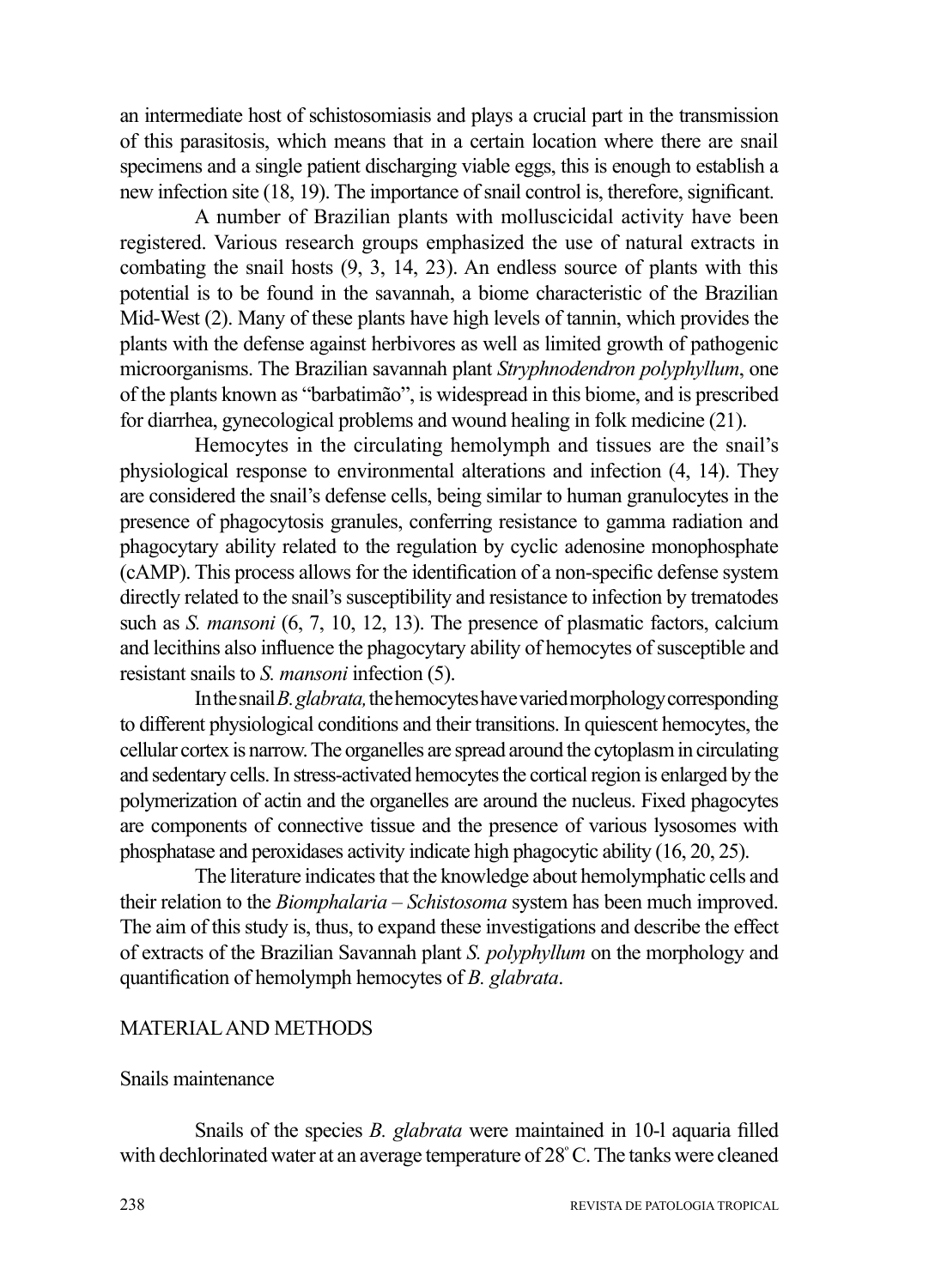an intermediate host of schistosomiasis and plays a crucial part in the transmission of this parasitosis, which means that in a certain location where there are snail specimens and a single patient discharging viable eggs, this is enough to establish a new infection site (18, 19). The importance of snail control is, therefore, significant.

A number of Brazilian plants with molluscicidal activity have been registered. Various research groups emphasized the use of natural extracts in combating the snail hosts (9, 3, 14, 23). An endless source of plants with this potential is to be found in the savannah, a biome characteristic of the Brazilian Mid-West (2). Many of these plants have high levels of tannin, which provides the plants with the defense against herbivores as well as limited growth of pathogenic microorganisms. The Brazilian savannah plant *Stryphnodendron polyphyllum*, one of the plants known as "barbatimão", is widespread in this biome, and is prescribed for diarrhea, gynecological problems and wound healing in folk medicine (21).

Hemocytes in the circulating hemolymph and tissues are the snail's physiological response to environmental alterations and infection (4, 14). They are considered the snail's defense cells, being similar to human granulocytes in the presence of phagocytosis granules, conferring resistance to gamma radiation and phagocytary ability related to the regulation by cyclic adenosine monophosphate (cAMP). This process allows for the identification of a non-specific defense system directly related to the snail's susceptibility and resistance to infection by trematodes such as *S. mansoni* (6, 7, 10, 12, 13). The presence of plasmatic factors, calcium and lecithins also influence the phagocytary ability of hemocytes of susceptible and resistant snails to *S. mansoni* infection (5).

In the snail *B. glabrata,* the hemocytes have varied morphology corresponding to different physiological conditions and their transitions. In quiescent hemocytes, the cellular cortex is narrow. The organelles are spread around the cytoplasm in circulating and sedentary cells. In stress-activated hemocytes the cortical region is enlarged by the polymerization of actin and the organelles are around the nucleus. Fixed phagocytes are components of connective tissue and the presence of various lysosomes with phosphatase and peroxidases activity indicate high phagocytic ability (16, 20, 25).

The literature indicates that the knowledge about hemolymphatic cells and their relation to the *Biomphalaria – Schistosoma* system has been much improved. The aim of this study is, thus, to expand these investigations and describe the effect of extracts of the Brazilian Savannah plant *S. polyphyllum* on the morphology and quantification of hemolymph hemocytes of *B. glabrata*.

## MATERIAL AND METHODS

### Snails maintenance

Snails of the species *B. glabrata* were maintained in 10-l aquaria filled with dechlorinated water at an average temperature of 28° C. The tanks were cleaned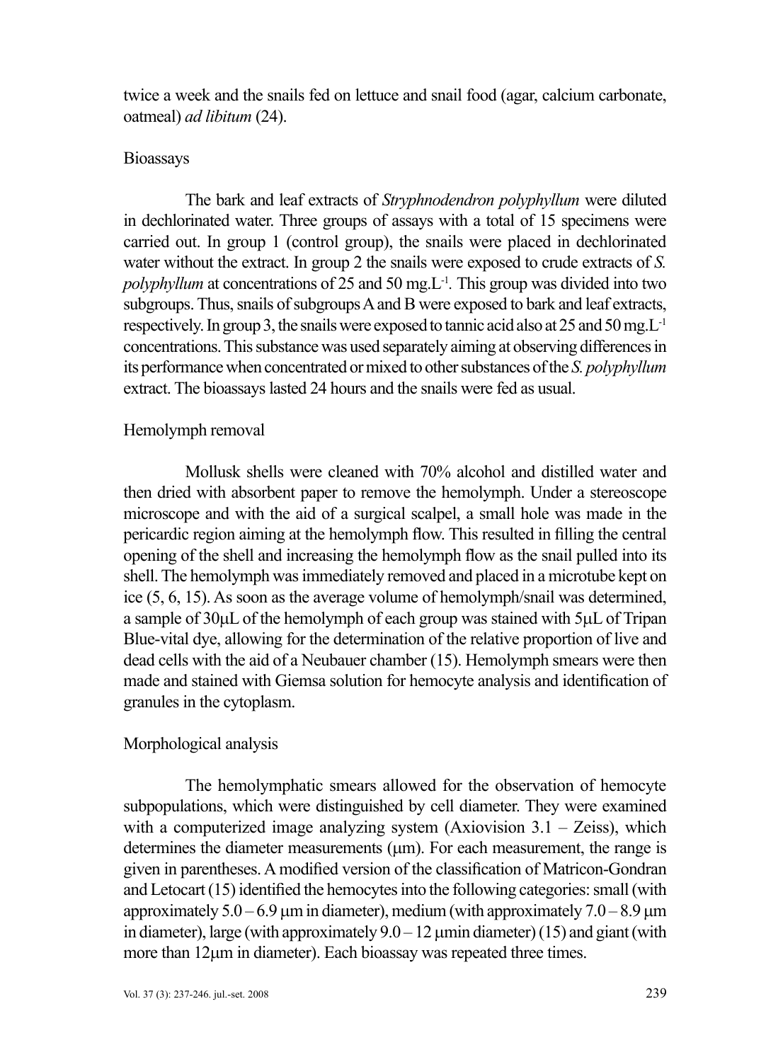twice a week and the snails fed on lettuce and snail food (agar, calcium carbonate, oatmeal) *ad libitum* (24).

## Bioassays

The bark and leaf extracts of *Stryphnodendron polyphyllum* were diluted in dechlorinated water. Three groups of assays with a total of 15 specimens were carried out. In group 1 (control group), the snails were placed in dechlorinated water without the extract. In group 2 the snails were exposed to crude extracts of *S. polyphyllum* at concentrations of 25 and 50 $mg.L^{-1}$. This group was divided into two subgroups. Thus, snails of subgroups A and B were exposed to bark and leaf extracts, respectively. In group 3, the snails were exposed to tannic acid also at 25 and 50 $mg.L^{-1}$ concentrations. This substance was used separately aiming at observing differences in its performance when concentrated or mixed to other substances of the *S. polyphyllum* extract. The bioassays lasted 24 hours and the snails were fed as usual.

## Hemolymph removal

Mollusk shells were cleaned with 70% alcohol and distilled water and then dried with absorbent paper to remove the hemolymph. Under a stereoscope microscope and with the aid of a surgical scalpel, a small hole was made in the pericardic region aiming at the hemolymph flow. This resulted in filling the central opening of the shell and increasing the hemolymph flow as the snail pulled into its shell. The hemolymph was immediately removed and placed in a microtube kept on ice (5, 6, 15). As soon as the average volume of hemolymph/snail was determined, a sample of 30μL of the hemolymph of each group was stained with 5μL of Tripan Blue-vital dye, allowing for the determination of the relative proportion of live and dead cells with the aid of a Neubauer chamber (15). Hemolymph smears were then made and stained with Giemsa solution for hemocyte analysis and identification of granules in the cytoplasm.

## Morphological analysis

The hemolymphatic smears allowed for the observation of hemocyte subpopulations, which were distinguished by cell diameter. They were examined with a computerized image analyzing system (Axiovision 3.1 – Zeiss), which determines the diameter measurements (μm). For each measurement, the range is given in parentheses. A modified version of the classification of Matricon-Gondran and Letocart (15) identified the hemocytes into the following categories: small (with approximately 5.0 – 6.9 μm in diameter), medium (with approximately 7.0 – 8.9 μm in diameter), large (with approximately 9.0 – 12 μmin diameter) (15) and giant (with more than 12μm in diameter). Each bioassay was repeated three times.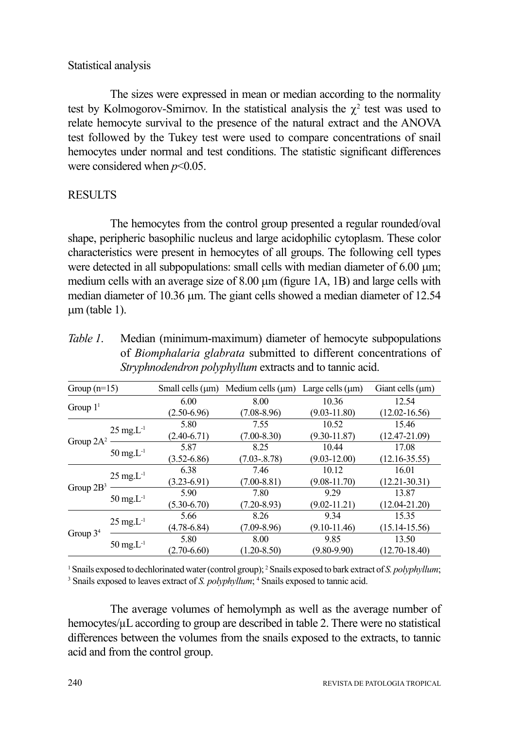Statistical analysis

The sizes were expressed in mean or median according to the normality test by Kolmogorov-Smirnov. In the statistical analysis the $\chi^2$ test was used to relate hemocyte survival to the presence of the natural extract and the ANOVA test followed by the Tukey test were used to compare concentrations of snail hemocytes under normal and test conditions. The statistic significant differences were considered when $p<0.05$.

## RESULTS

The hemocytes from the control group presented a regular rounded/oval shape, peripheric basophilic nucleus and large acidophilic cytoplasm. These color characteristics were present in hemocytes of all groups. The following cell types were detected in all subpopulations: small cells with median diameter of 6.00 μm; medium cells with an average size of 8.00 μm (figure 1A, 1B) and large cells with median diameter of 10.36 μm. The giant cells showed a median diameter of 12.54 μm (table 1).

*Table 1.* Median (minimum-maximum) diameter of hemocyte subpopulations of *Biomphalaria glabrata* submitted to different concentrations of *Stryphnodendron polyphyllum* extracts and to tannic acid.

| Group (n=15) | | Small cells (μm) | Medium cells (μm) | Large cells (μm) | Giant cells (μm) |
|---|---|---|---|---|---|
| Group 1[1] | | 6.00 (2.50-6.96) | 8.00 (7.08-8.96) | 10.36 (9.03-11.80) | 12.54 (12.02-16.56) |
| Group 2A[2] | 25 mg.L$^{-1}$ | 5.80 (2.40-6.71) | 7.55 (7.00-8.30) | 10.52 (9.30-11.87) | 15.46 (12.47-21.09) |
| | 50 mg.L$^{-1}$ | 5.87 (3.52-6.86) | 8.25 (7.03-.8.78) | 10.44 (9.03-12.00) | 17.08 (12.16-35.55) |
| Group 2B[3] | 25 mg.L$^{-1}$ | 6.38 (3.23-6.91) | 7.46 (7.00-8.81) | 10.12 (9.08-11.70) | 16.01 (12.21-30.31) |
| | 50 mg.L$^{-1}$ | 5.90 (5.30-6.70) | 7.80 (7.20-8.93) | 9.29 (9.02-11.21) | 13.87 (12.04-21.20) |
| Group 3[4] | 25 mg.L$^{-1}$ | 5.66 (4.78-6.84) | 8.26 (7.09-8.96) | 9.34 (9.10-11.46) | 15.35 (15.14-15.56) |
| | 50 mg.L$^{-1}$ | 5.80 (2.70-6.60) | 8.00 (1.20-8.50) | 9.85 (9.80-9.90) | 13.50 (12.70-18.40) |

[1] Snails exposed to dechlorinated water (control group); [2] Snails exposed to bark extract of *S. polyphyllum*; [3] Snails exposed to leaves extract of *S. polyphyllum*; [4] Snails exposed to tannic acid.

The average volumes of hemolymph as well as the average number of hemocytes/μL according to group are described in table 2. There were no statistical differences between the volumes from the snails exposed to the extracts, to tannic acid and from the control group.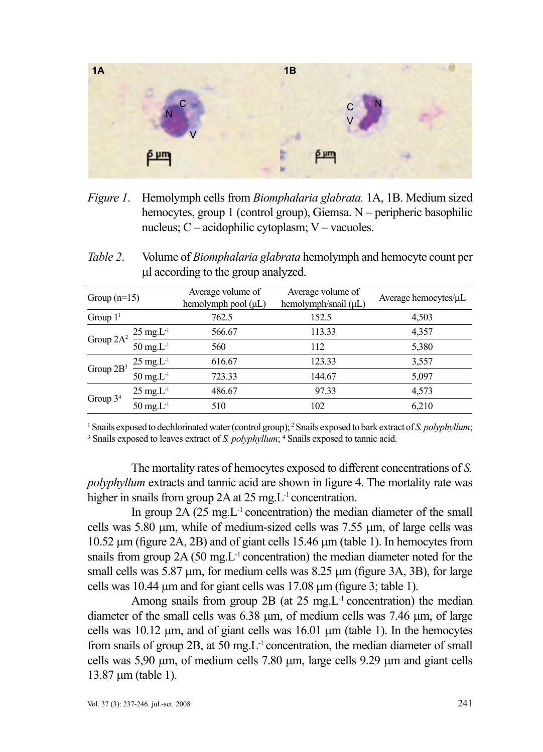*Figure 1*. Hemolymph cells from *Biomphalaria glabrata.* 1A, 1B. Medium sized hemocytes, group 1 (control group), Giemsa. N – peripheric basophilic nucleus; C – acidophilic cytoplasm; V – vacuoles.

*Table 2*. Volume of *Biomphalaria glabrata* hemolymph and hemocyte count per µl according to the group analyzed.

| Group (n=15) | | Average volume of hemolymph pool (µL) | Average volume of hemolymph/snail (µL) | Average hemocytes/µL |
|---|---|---|---|---|
| Group 1[1] | | 762.5 | 152.5 | 4,503 |
| Group 2A[2] | 25 mg.L$^{-1}$ | 566.67 | 113.33 | 4,357 |
| | 50 mg.L$^{-1}$ | 560 | 112 | 5,380 |
| Group 2B[3] | 25 mg.L$^{-1}$ | 616.67 | 123.33 | 3,557 |
| | 50 mg.L$^{-1}$ | 723.33 | 144.67 | 5,097 |
| Group 3[4] | 25 mg.L$^{-1}$ | 486.67 | 97.33 | 4,573 |
| | 50 mg.L$^{-1}$ | 510 | 102 | 6,210 |

[1] Snails exposed to dechlorinated water (control group); [2] Snails exposed to bark extract of *S. polyphyllum*; [3] Snails exposed to leaves extract of *S. polyphyllum*; [4] Snails exposed to tannic acid.

The mortality rates of hemocytes exposed to different concentrations of *S. polyphyllum* extracts and tannic acid are shown in figure 4. The mortality rate was higher in snails from group 2A at 25 mg.L$^{-1}$ concentration.

In group 2A (25 mg.L$^{-1}$ concentration) the median diameter of the small cells was 5.80 µm, while of medium-sized cells was 7.55 µm, of large cells was 10.52 µm (figure 2A, 2B) and of giant cells 15.46 µm (table 1). In hemocytes from snails from group 2A (50 mg.L$^{-1}$ concentration) the median diameter noted for the small cells was 5.87 µm, for medium cells was 8.25 µm (figure 3A, 3B), for large cells was 10.44 µm and for giant cells was 17.08 µm (figure 3; table 1).

Among snails from group 2B (at 25 mg.L$^{-1}$ concentration) the median diameter of the small cells was 6.38 µm, of medium cells was 7.46 µm, of large cells was 10.12 µm, and of giant cells was 16.01 µm (table 1). In the hemocytes from snails of group 2B, at 50 mg.L$^{-1}$ concentration, the median diameter of small cells was 5,90 µm, of medium cells 7.80 µm, large cells 9.29 µm and giant cells 13.87 µm (table 1).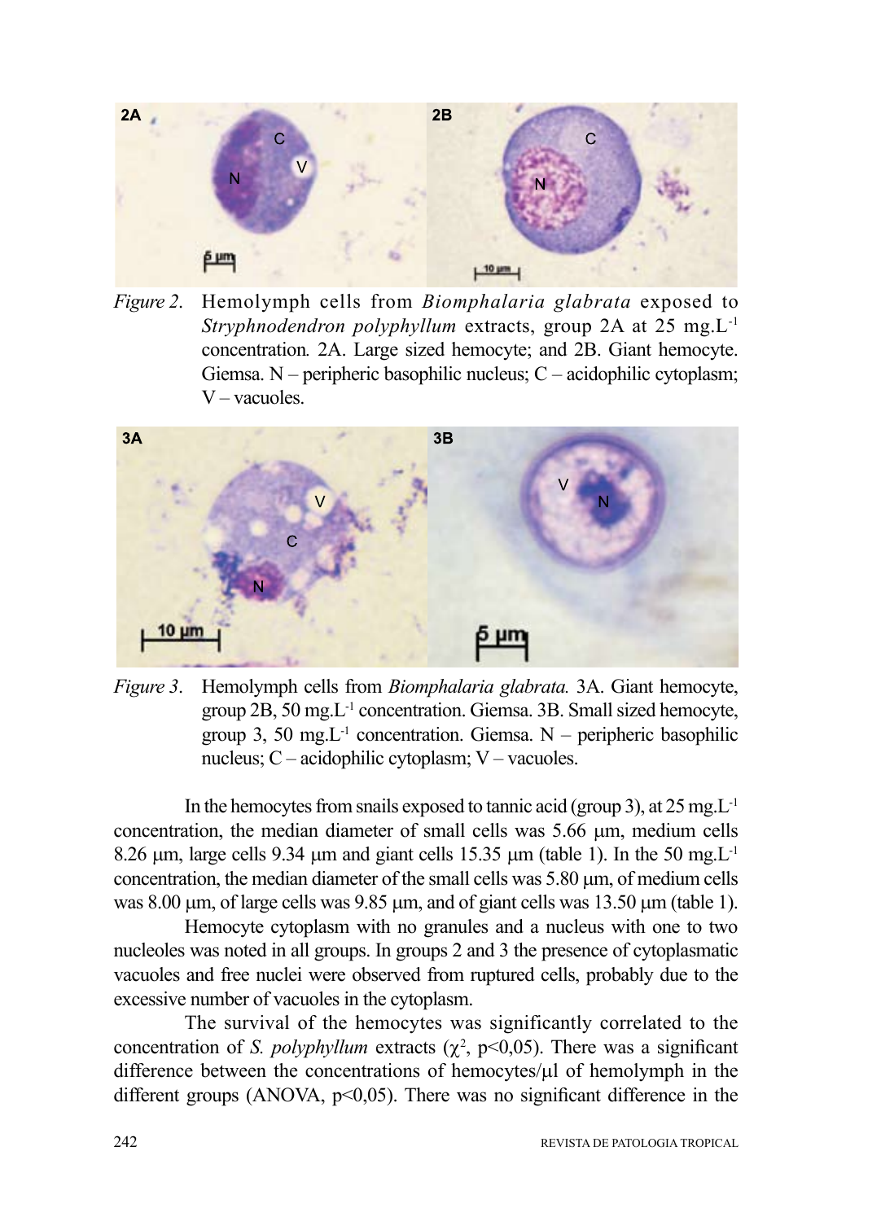*Figure 2*. Hemolymph cells from *Biomphalaria glabrata* exposed to *Stryphnodendron polyphyllum* extracts, group 2A at 25 mg.L$^{-1}$ concentration. 2A. Large sized hemocyte; and 2B. Giant hemocyte. Giemsa. N – peripheric basophilic nucleus; C – acidophilic cytoplasm; V – vacuoles.

*Figure 3*. Hemolymph cells from *Biomphalaria glabrata.* 3A. Giant hemocyte, group 2B, 50 mg.L$^{-1}$ concentration. Giemsa. 3B. Small sized hemocyte, group 3, 50 mg.L$^{-1}$ concentration. Giemsa. N – peripheric basophilic nucleus; C – acidophilic cytoplasm; V – vacuoles.

In the hemocytes from snails exposed to tannic acid (group 3), at 25 mg.L$^{-1}$ concentration, the median diameter of small cells was 5.66 µm, medium cells 8.26 µm, large cells 9.34 µm and giant cells 15.35 µm (table 1). In the 50 mg.L$^{-1}$ concentration, the median diameter of the small cells was 5.80 µm, of medium cells was 8.00 µm, of large cells was 9.85 µm, and of giant cells was 13.50 µm (table 1).

Hemocyte cytoplasm with no granules and a nucleus with one to two nucleoles was noted in all groups. In groups 2 and 3 the presence of cytoplasmatic vacuoles and free nuclei were observed from ruptured cells, probably due to the excessive number of vacuoles in the cytoplasm.

The survival of the hemocytes was significantly correlated to the concentration of *S. polyphyllum* extracts ($\chi^2$, p<0,05). There was a significant difference between the concentrations of hemocytes/µl of hemolymph in the different groups (ANOVA, p<0,05). There was no significant difference in the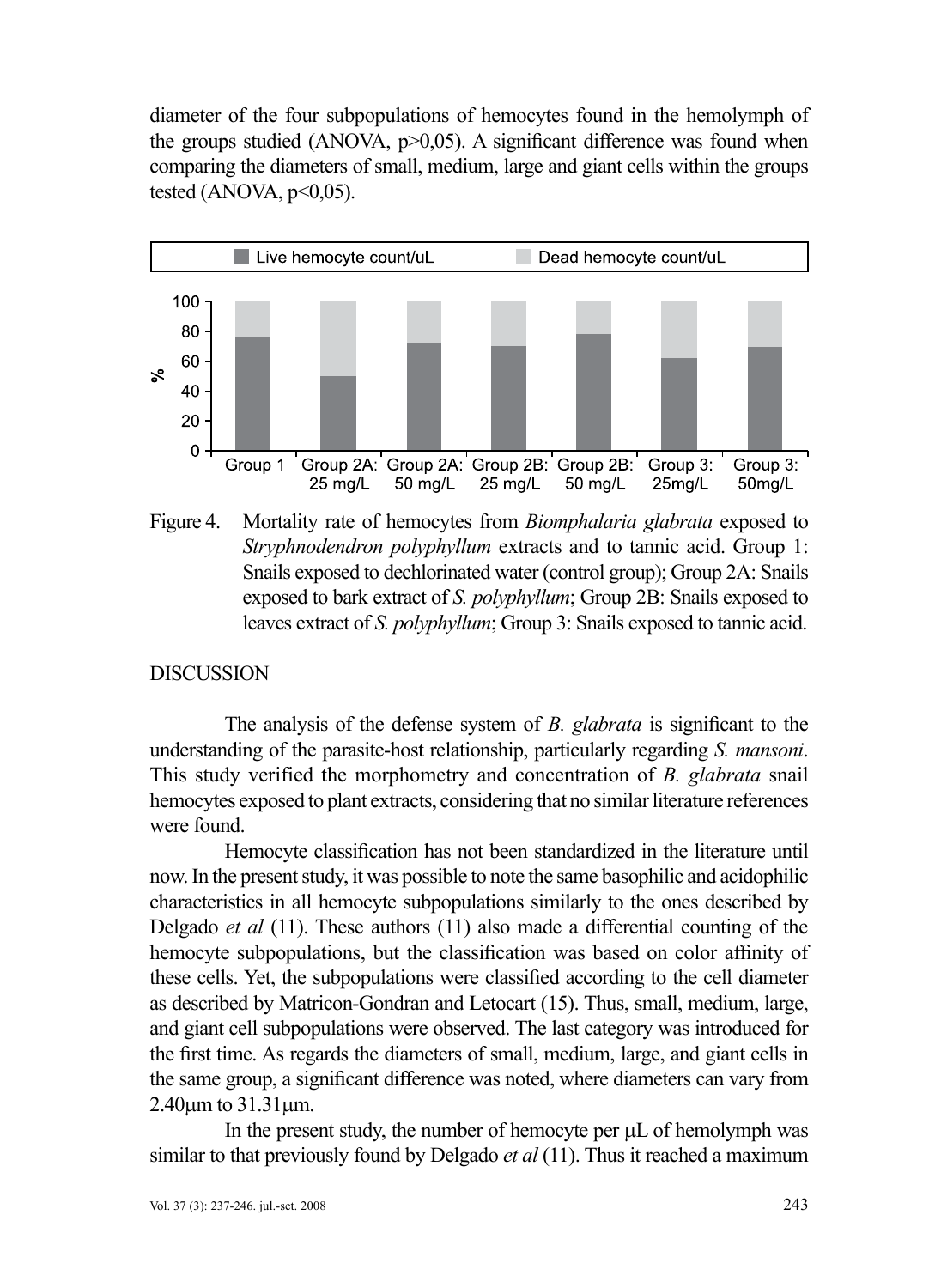diameter of the four subpopulations of hemocytes found in the hemolymph of the groups studied (ANOVA, p>0,05). A significant difference was found when comparing the diameters of small, medium, large and giant cells within the groups tested (ANOVA, p<0,05).

Live hemocyte count/uL
Dead hemocyte count/uL

%
100
80
60
40
20
0

Group 1
Group 2A: 25 mg/L
Group 2A: 50 mg/L
Group 2B: 25 mg/L
Group 2B: 50 mg/L
Group 3: 25mg/L
Group 3: 50mg/L

Figure 4. Mortality rate of hemocytes from *Biomphalaria glabrata* exposed to *Stryphnodendron polyphyllum* extracts and to tannic acid. Group 1: Snails exposed to dechlorinated water (control group); Group 2A: Snails exposed to bark extract of *S. polyphyllum*; Group 2B: Snails exposed to leaves extract of *S. polyphyllum*; Group 3: Snails exposed to tannic acid.

## DISCUSSION

The analysis of the defense system of *B. glabrata* is significant to the understanding of the parasite-host relationship, particularly regarding *S. mansoni*. This study verified the morphometry and concentration of *B. glabrata* snail hemocytes exposed to plant extracts, considering that no similar literature references were found.

Hemocyte classification has not been standardized in the literature until now. In the present study, it was possible to note the same basophilic and acidophilic characteristics in all hemocyte subpopulations similarly to the ones described by Delgado *et al* (11). These authors (11) also made a differential counting of the hemocyte subpopulations, but the classification was based on color affinity of these cells. Yet, the subpopulations were classified according to the cell diameter as described by Matricon-Gondran and Letocart (15). Thus, small, medium, large, and giant cell subpopulations were observed. The last category was introduced for the first time. As regards the diameters of small, medium, large, and giant cells in the same group, a significant difference was noted, where diameters can vary from 2.40μm to 31.31μm.

In the present study, the number of hemocyte per μL of hemolymph was similar to that previously found by Delgado *et al* (11). Thus it reached a maximum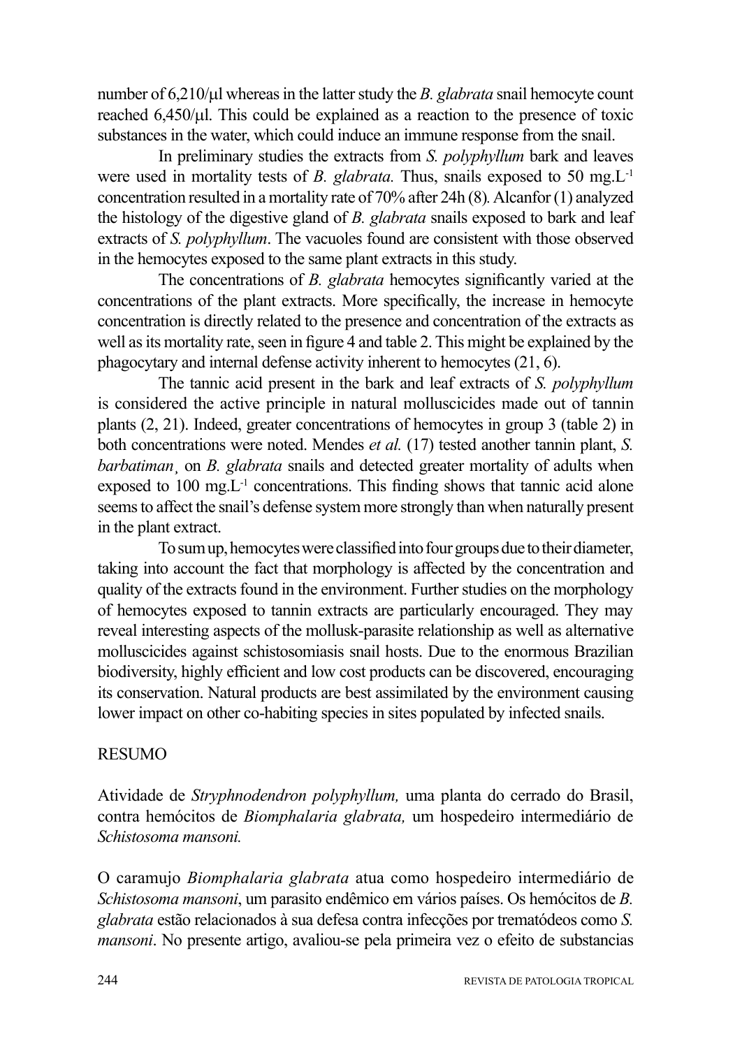number of 6,210/μl whereas in the latter study the *B. glabrata* snail hemocyte count reached 6,450/μl. This could be explained as a reaction to the presence of toxic substances in the water, which could induce an immune response from the snail.

In preliminary studies the extracts from *S. polyphyllum* bark and leaves were used in mortality tests of *B. glabrata.* Thus, snails exposed to 50 $mg.L^{-1}$ concentration resulted in a mortality rate of 70% after 24h (8). Alcanfor (1) analyzed the histology of the digestive gland of *B. glabrata* snails exposed to bark and leaf extracts of *S. polyphyllum*. The vacuoles found are consistent with those observed in the hemocytes exposed to the same plant extracts in this study.

The concentrations of *B. glabrata* hemocytes significantly varied at the concentrations of the plant extracts. More specifically, the increase in hemocyte concentration is directly related to the presence and concentration of the extracts as well as its mortality rate, seen in figure 4 and table 2. This might be explained by the phagocytary and internal defense activity inherent to hemocytes (21, 6).

The tannic acid present in the bark and leaf extracts of *S. polyphyllum* is considered the active principle in natural molluscicides made out of tannin plants (2, 21). Indeed, greater concentrations of hemocytes in group 3 (table 2) in both concentrations were noted. Mendes *et al.* (17) tested another tannin plant, *S. barbatiman*¸ on *B. glabrata* snails and detected greater mortality of adults when exposed to 100 $mg.L^{-1}$ concentrations. This finding shows that tannic acid alone seems to affect the snail's defense system more strongly than when naturally present in the plant extract.

To sum up, hemocytes were classified into four groups due to their diameter, taking into account the fact that morphology is affected by the concentration and quality of the extracts found in the environment. Further studies on the morphology of hemocytes exposed to tannin extracts are particularly encouraged. They may reveal interesting aspects of the mollusk-parasite relationship as well as alternative molluscicides against schistosomiasis snail hosts. Due to the enormous Brazilian biodiversity, highly efficient and low cost products can be discovered, encouraging its conservation. Natural products are best assimilated by the environment causing lower impact on other co-habiting species in sites populated by infected snails.

## RESUMO

Atividade de *Stryphnodendron polyphyllum,* uma planta do cerrado do Brasil, contra hemócitos de *Biomphalaria glabrata,* um hospedeiro intermediário de *Schistosoma mansoni.*

O caramujo *Biomphalaria glabrata* atua como hospedeiro intermediário de *Schistosoma mansoni*, um parasito endêmico em vários países. Os hemócitos de *B. glabrata* estão relacionados à sua defesa contra infecções por trematódeos como *S. mansoni*. No presente artigo, avaliou-se pela primeira vez o efeito de substancias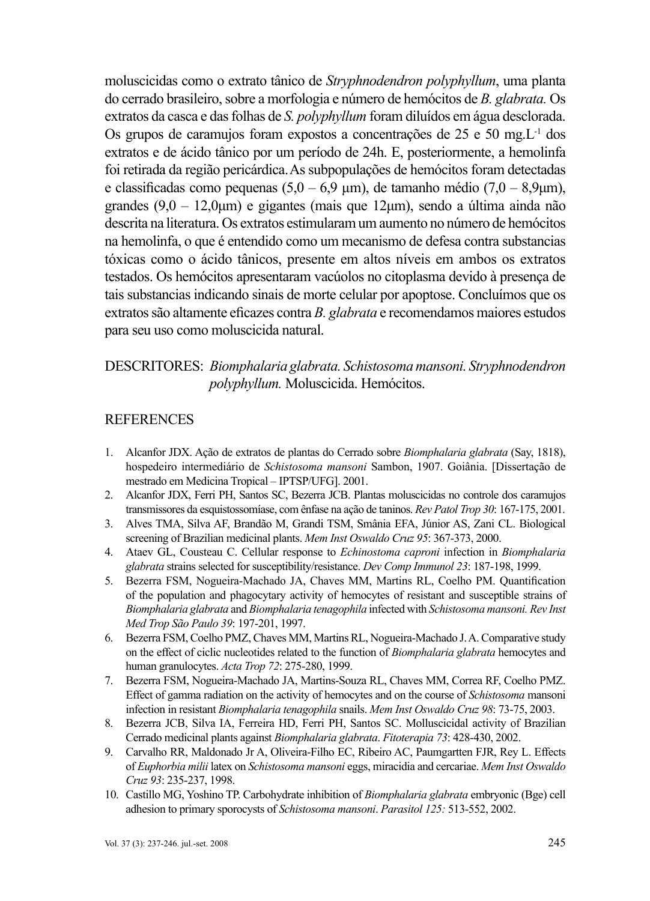moluscicidas como o extrato tânico de *Stryphnodendron polyphyllum*, uma planta do cerrado brasileiro, sobre a morfologia e número de hemócitos de *B. glabrata.* Os extratos da casca e das folhas de *S. polyphyllum* foram diluídos em água desclorada. Os grupos de caramujos foram expostos a concentrações de 25 e 50 $mg.L^{-1}$ dos extratos e de ácido tânico por um período de 24h. E, posteriormente, a hemolinfa foi retirada da região pericárdica. As subpopulações de hemócitos foram detectadas e classificadas como pequenas (5,0 – 6,9 μm), de tamanho médio (7,0 – 8,9μm), grandes (9,0 – 12,0μm) e gigantes (mais que 12μm), sendo a última ainda não descrita na literatura. Os extratos estimularam um aumento no número de hemócitos na hemolinfa, o que é entendido como um mecanismo de defesa contra substancias tóxicas como o ácido tânicos, presente em altos níveis em ambos os extratos testados. Os hemócitos apresentaram vacúolos no citoplasma devido à presença de tais substancias indicando sinais de morte celular por apoptose. Concluímos que os extratos são altamente eficazes contra *B. glabrata* e recomendamos maiores estudos para seu uso como moluscicida natural.

DESCRITORES: *Biomphalaria glabrata. Schistosoma mansoni. Stryphnodendron polyphyllum.* Moluscicida. Hemócitos.

## REFERENCES

1. Alcanfor JDX. Ação de extratos de plantas do Cerrado sobre *Biomphalaria glabrata* (Say, 1818), hospedeiro intermediário de *Schistosoma mansoni* Sambon, 1907. Goiânia. [Dissertação de mestrado em Medicina Tropical – IPTSP/UFG]. 2001.
2. Alcanfor JDX, Ferri PH, Santos SC, Bezerra JCB. Plantas moluscicidas no controle dos caramujos transmissores da esquistossomíase, com ênfase na ação de taninos. *Rev Patol Trop 30*: 167-175, 2001.
3. Alves TMA, Silva AF, Brandão M, Grandi TSM, Smânia EFA, Júnior AS, Zani CL. Biological screening of Brazilian medicinal plants. *Mem Inst Oswaldo Cruz 95*: 367-373, 2000.
4. Ataev GL, Cousteau C. Cellular response to *Echinostoma caproni* infection in *Biomphalaria glabrata* strains selected for susceptibility/resistance. *Dev Comp Immunol 23*: 187-198, 1999.
5. Bezerra FSM, Nogueira-Machado JA, Chaves MM, Martins RL, Coelho PM. Quantification of the population and phagocytary activity of hemocytes of resistant and susceptible strains of *Biomphalaria glabrata* and *Biomphalaria tenagophila* infected with *Schistosoma mansoni. Rev Inst Med Trop São Paulo 39*: 197-201, 1997.
6. Bezerra FSM, Coelho PMZ, Chaves MM, Martins RL, Nogueira-Machado J. A. Comparative study on the effect of ciclic nucleotides related to the function of *Biomphalaria glabrata* hemocytes and human granulocytes. *Acta Trop 72*: 275-280, 1999.
7. Bezerra FSM, Nogueira-Machado JA, Martins-Souza RL, Chaves MM, Correa RF, Coelho PMZ. Effect of gamma radiation on the activity of hemocytes and on the course of *Schistosoma* mansoni infection in resistant *Biomphalaria tenagophila* snails. *Mem Inst Oswaldo Cruz 98*: 73-75, 2003.
8. Bezerra JCB, Silva IA, Ferreira HD, Ferri PH, Santos SC. Molluscicidal activity of Brazilian Cerrado medicinal plants against *Biomphalaria glabrata*. *Fitoterapia 73*: 428-430, 2002.
9. Carvalho RR, Maldonado Jr A, Oliveira-Filho EC, Ribeiro AC, Paumgartten FJR, Rey L. Effects of *Euphorbia milii* latex on *Schistosoma mansoni* eggs, miracidia and cercariae. *Mem Inst Oswaldo Cruz 93*: 235-237, 1998.
10. Castillo MG, Yoshino TP. Carbohydrate inhibition of *Biomphalaria glabrata* embryonic (Bge) cell adhesion to primary sporocysts of *Schistosoma mansoni*. *Parasitol 125:* 513-552, 2002.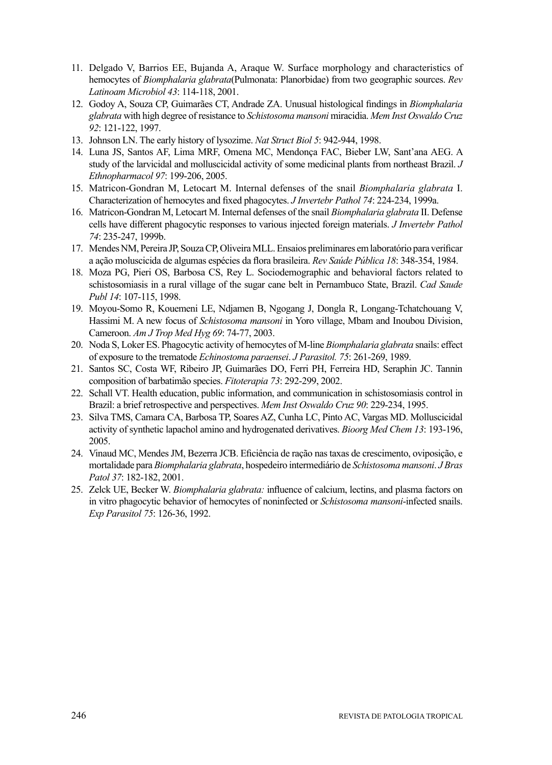11. Delgado V, Barrios EE, Bujanda A, Araque W. Surface morphology and characteristics of hemocytes of *Biomphalaria glabrata*(Pulmonata: Planorbidae) from two geographic sources. *Rev Latinoam Microbiol 43*: 114-118, 2001.
12. Godoy A, Souza CP, Guimarães CT, Andrade ZA. Unusual histological findings in *Biomphalaria glabrata* with high degree of resistance to *Schistosoma mansoni* miracidia. *Mem Inst Oswaldo Cruz 92*: 121-122, 1997.
13. Johnson LN. The early history of lysozime. *Nat Struct Biol 5*: 942-944, 1998.
14. Luna JS, Santos AF, Lima MRF, Omena MC, Mendonça FAC, Bieber LW, Sant'ana AEG. A study of the larvicidal and molluscicidal activity of some medicinal plants from northeast Brazil. *J Ethnopharmacol 97*: 199-206, 2005.
15. Matricon-Gondran M, Letocart M. Internal defenses of the snail *Biomphalaria glabrata* I. Characterization of hemocytes and fixed phagocytes. *J Invertebr Pathol 74*: 224-234, 1999a.
16. Matricon-Gondran M, Letocart M. Internal defenses of the snail *Biomphalaria glabrata* II. Defense cells have different phagocytic responses to various injected foreign materials. *J Invertebr Pathol 74*: 235-247, 1999b.
17. Mendes NM, Pereira JP, Souza CP, Oliveira MLL. Ensaios preliminares em laboratório para verificar a ação moluscicida de algumas espécies da flora brasileira. *Rev Saúde Pública 18*: 348-354, 1984.
18. Moza PG, Pieri OS, Barbosa CS, Rey L. Sociodemographic and behavioral factors related to schistosomiasis in a rural village of the sugar cane belt in Pernambuco State, Brazil. *Cad Saude Publ 14*: 107-115, 1998.
19. Moyou-Somo R, Kouemeni LE, Ndjamen B, Ngogang J, Dongla R, Longang-Tchatchouang V, Hassimi M. A new focus of *Schistosoma mansoni* in Yoro village, Mbam and Inoubou Division, Cameroon. *Am J Trop Med Hyg 69*: 74-77, 2003.
20. Noda S, Loker ES. Phagocytic activity of hemocytes of M-line *Biomphalaria glabrata* snails: effect of exposure to the trematode *Echinostoma paraensei*. *J Parasitol. 75*: 261-269, 1989.
21. Santos SC, Costa WF, Ribeiro JP, Guimarães DO, Ferri PH, Ferreira HD, Seraphin JC. Tannin composition of barbatimão species. *Fitoterapia 73*: 292-299, 2002.
22. Schall VT. Health education, public information, and communication in schistosomiasis control in Brazil: a brief retrospective and perspectives. *Mem Inst Oswaldo Cruz 90*: 229-234, 1995.
23. Silva TMS, Camara CA, Barbosa TP, Soares AZ, Cunha LC, Pinto AC, Vargas MD. Molluscicidal activity of synthetic lapachol amino and hydrogenated derivatives. *Bioorg Med Chem 13*: 193-196, 2005.
24. Vinaud MC, Mendes JM, Bezerra JCB. Eficiência de ração nas taxas de crescimento, oviposição, e mortalidade para *Biomphalaria glabrata*, hospedeiro intermediário de *Schistosoma mansoni*. *J Bras Patol 37*: 182-182, 2001.
25. Zelck UE, Becker W. *Biomphalaria glabrata:* influence of calcium, lectins, and plasma factors on in vitro phagocytic behavior of hemocytes of noninfected or *Schistosoma mansoni*-infected snails. *Exp Parasitol 75*: 126-36, 1992.